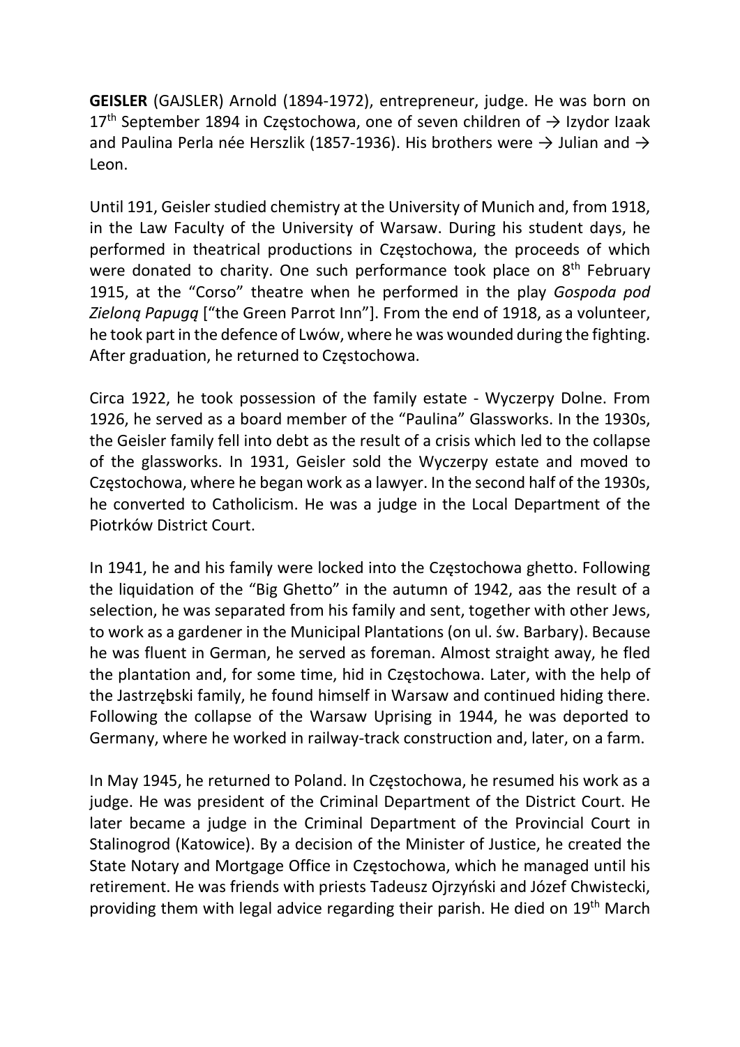**GEISLER** (GAJSLER) Arnold (1894-1972), entrepreneur, judge. He was born on 17th September 1894 in Częstochowa, one of seven children of → Izydor Izaak and Paulina Perla née Herszlik (1857-1936). His brothers were → Julian and → Leon.

Until 191, Geisler studied chemistry at the University of Munich and, from 1918, in the Law Faculty of the University of Warsaw. During his student days, he performed in theatrical productions in Częstochowa, the proceeds of which were donated to charity. One such performance took place on 8th February 1915, at the "Corso" theatre when he performed in the play *Gospoda pod Zieloną Papugą* ["the Green Parrot Inn"]. From the end of 1918, as a volunteer, he took part in the defence of Lwów, where he was wounded during the fighting. After graduation, he returned to Częstochowa.

Circa 1922, he took possession of the family estate - Wyczerpy Dolne. From 1926, he served as a board member of the "Paulina" Glassworks. In the 1930s, the Geisler family fell into debt as the result of a crisis which led to the collapse of the glassworks. In 1931, Geisler sold the Wyczerpy estate and moved to Częstochowa, where he began work as a lawyer. In the second half of the 1930s, he converted to Catholicism. He was a judge in the Local Department of the Piotrków District Court.

In 1941, he and his family were locked into the Częstochowa ghetto. Following the liquidation of the "Big Ghetto" in the autumn of 1942, aas the result of a selection, he was separated from his family and sent, together with other Jews, to work as a gardener in the Municipal Plantations (on ul. św. Barbary). Because he was fluent in German, he served as foreman. Almost straight away, he fled the plantation and, for some time, hid in Częstochowa. Later, with the help of the Jastrzębski family, he found himself in Warsaw and continued hiding there. Following the collapse of the Warsaw Uprising in 1944, he was deported to Germany, where he worked in railway-track construction and, later, on a farm.

In May 1945, he returned to Poland. In Częstochowa, he resumed his work as a judge. He was president of the Criminal Department of the District Court. He later became a judge in the Criminal Department of the Provincial Court in Stalinogrod (Katowice). By a decision of the Minister of Justice, he created the State Notary and Mortgage Office in Częstochowa, which he managed until his retirement. He was friends with priests Tadeusz Ojrzyński and Józef Chwistecki, providing them with legal advice regarding their parish. He died on 19th March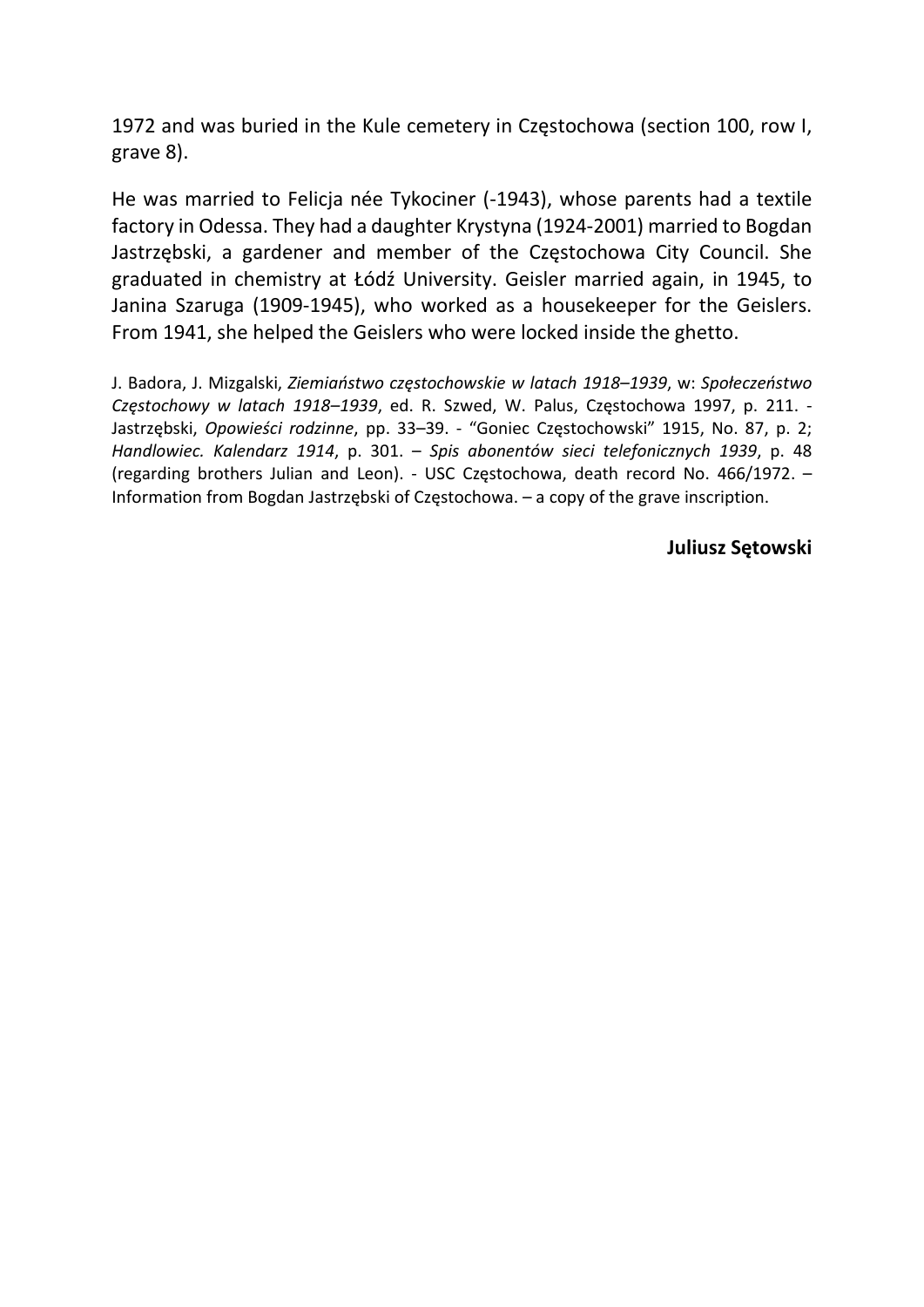1972 and was buried in the Kule cemetery in Częstochowa (section 100, row I, grave 8).

He was married to Felicja née Tykociner (-1943), whose parents had a textile factory in Odessa. They had a daughter Krystyna (1924-2001) married to Bogdan Jastrzębski, a gardener and member of the Częstochowa City Council. She graduated in chemistry at Łódź University. Geisler married again, in 1945, to Janina Szaruga (1909-1945), who worked as a housekeeper for the Geislers. From 1941, she helped the Geislers who were locked inside the ghetto.

J. Badora, J. Mizgalski, *Ziemiaństwo częstochowskie w latach 1918–1939*, w: *Społeczeństwo Częstochowy w latach 1918–1939*, ed. R. Szwed, W. Palus, Częstochowa 1997, p. 211. - Jastrzębski, *Opowieści rodzinne*, pp. 33–39. - "Goniec Częstochowski" 1915, No. 87, p. 2; *Handlowiec. Kalendarz 1914*, p. 301. – *Spis abonentów sieci telefonicznych 1939*, p. 48 (regarding brothers Julian and Leon). - USC Częstochowa, death record No. 466/1972. – Information from Bogdan Jastrzębski of Częstochowa. – a copy of the grave inscription.

**Juliusz Sętowski**